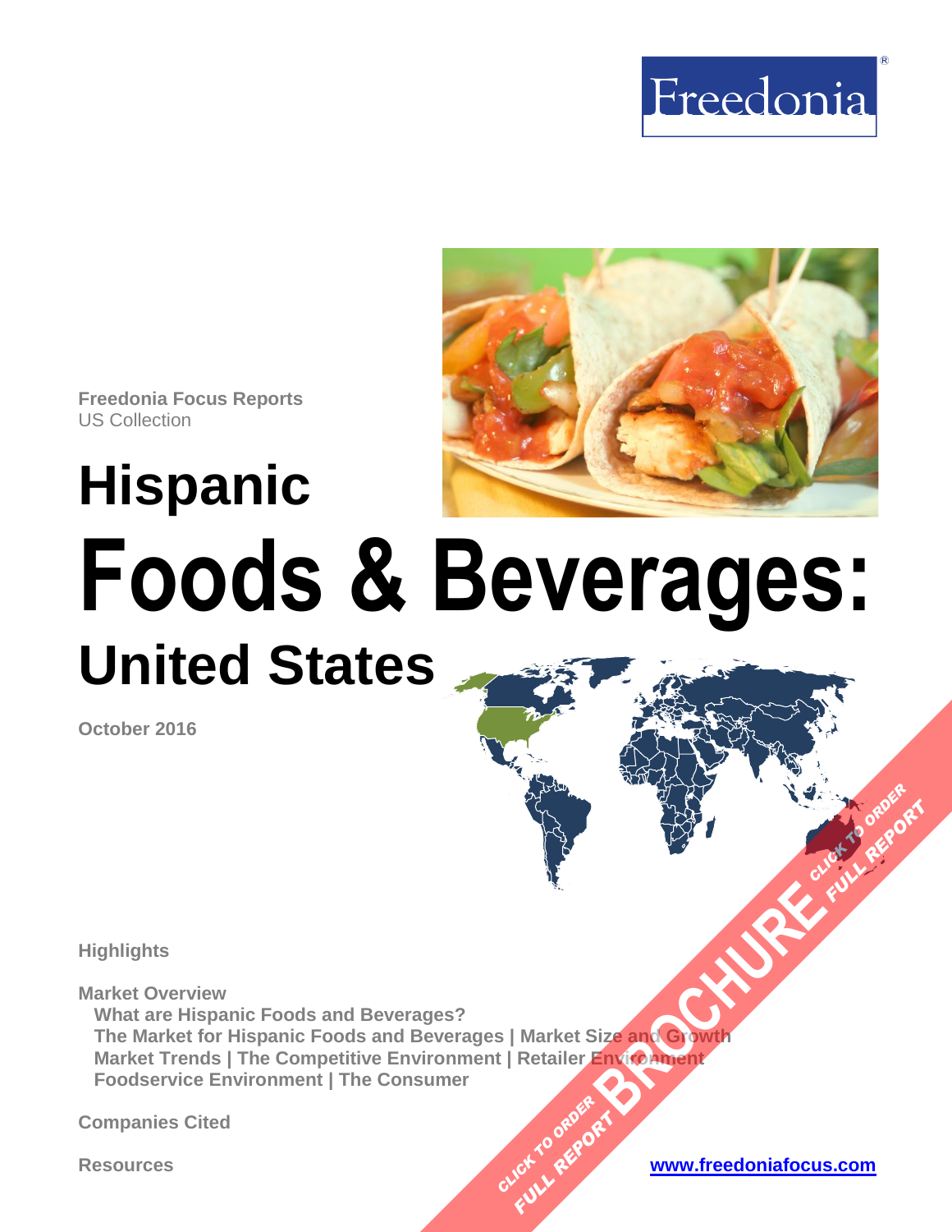Freedonia®

Freedonia Focus Reports
US Collection

# Hispanic Foods & Beverages: United States

October 2016

Highlights

Market Overview
- What are Hispanic Foods and Beverages?
- The Market for Hispanic Foods and Beverages | Market Size and Growth
- Market Trends | The Competitive Environment | Retailer Environment
- Foodservice Environment | The Consumer

Companies Cited

Resources

www.freedoniafocus.com

BROCHURE
CLICK TO ORDER FULL REPORT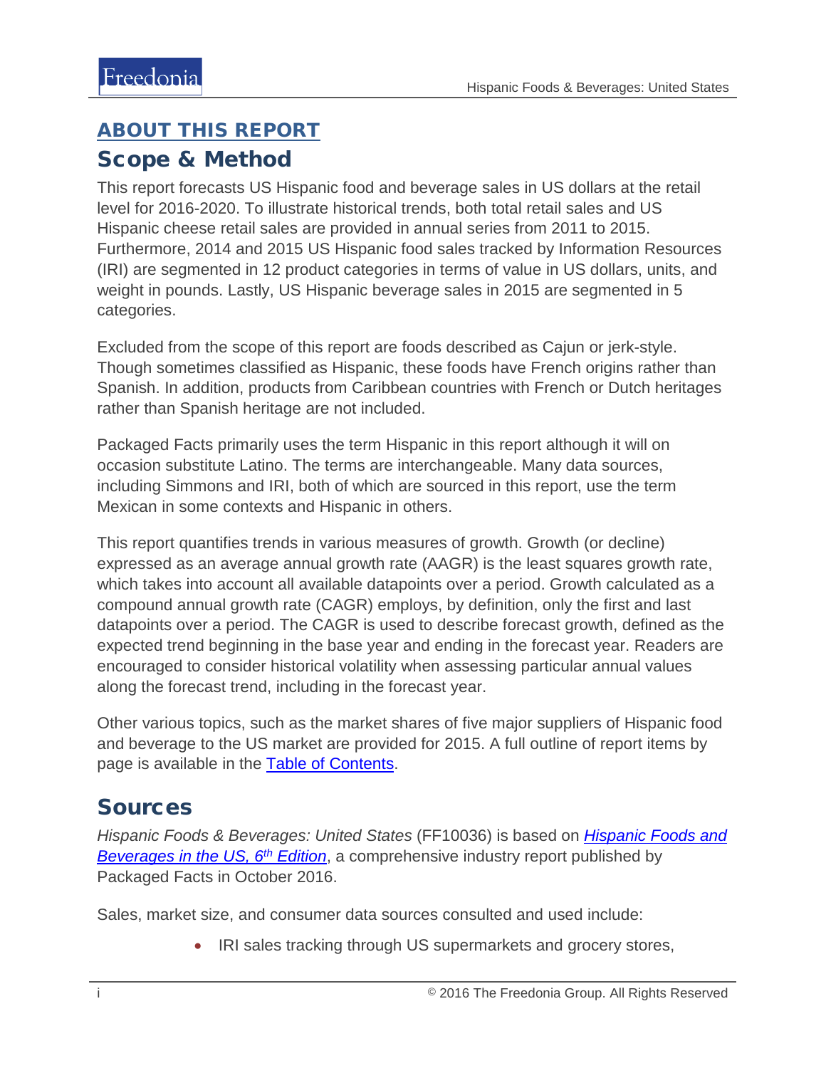# ABOUT THIS REPORT

## Scope & Method

This report forecasts US Hispanic food and beverage sales in US dollars at the retail level for 2016-2020. To illustrate historical trends, both total retail sales and US Hispanic cheese retail sales are provided in annual series from 2011 to 2015. Furthermore, 2014 and 2015 US Hispanic food sales tracked by Information Resources (IRI) are segmented in 12 product categories in terms of value in US dollars, units, and weight in pounds. Lastly, US Hispanic beverage sales in 2015 are segmented in 5 categories.

Excluded from the scope of this report are foods described as Cajun or jerk-style. Though sometimes classified as Hispanic, these foods have French origins rather than Spanish. In addition, products from Caribbean countries with French or Dutch heritages rather than Spanish heritage are not included.

Packaged Facts primarily uses the term Hispanic in this report although it will on occasion substitute Latino. The terms are interchangeable. Many data sources, including Simmons and IRI, both of which are sourced in this report, use the term Mexican in some contexts and Hispanic in others.

This report quantifies trends in various measures of growth. Growth (or decline) expressed as an average annual growth rate (AAGR) is the least squares growth rate, which takes into account all available datapoints over a period. Growth calculated as a compound annual growth rate (CAGR) employs, by definition, only the first and last datapoints over a period. The CAGR is used to describe forecast growth, defined as the expected trend beginning in the base year and ending in the forecast year. Readers are encouraged to consider historical volatility when assessing particular annual values along the forecast trend, including in the forecast year.

Other various topics, such as the market shares of five major suppliers of Hispanic food and beverage to the US market are provided for 2015. A full outline of report items by page is available in the Table of Contents.

## Sources

*Hispanic Foods & Beverages: United States* (FF10036) is based on *Hispanic Foods and Beverages in the US, 6th Edition*, a comprehensive industry report published by Packaged Facts in October 2016.

Sales, market size, and consumer data sources consulted and used include:

- IRI sales tracking through US supermarkets and grocery stores,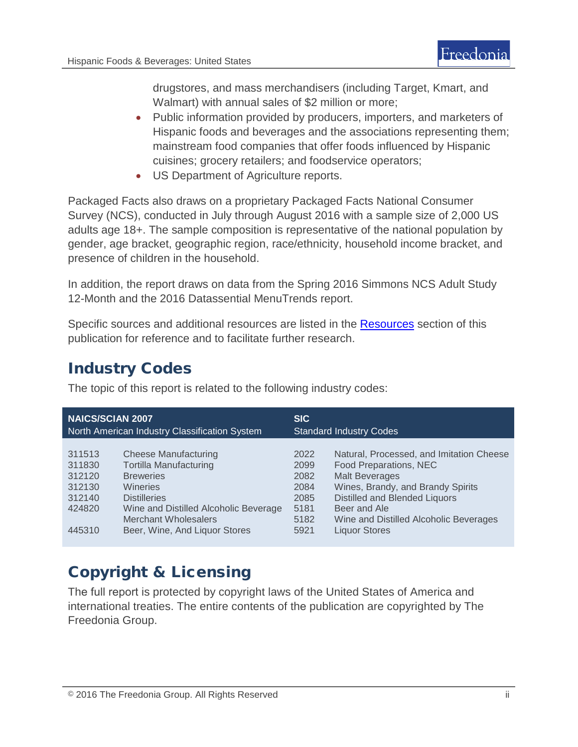drugstores, and mass merchandisers (including Target, Kmart, and Walmart) with annual sales of $2 million or more;

- Public information provided by producers, importers, and marketers of Hispanic foods and beverages and the associations representing them; mainstream food companies that offer foods influenced by Hispanic cuisines; grocery retailers; and foodservice operators;
- US Department of Agriculture reports.

Packaged Facts also draws on a proprietary Packaged Facts National Consumer Survey (NCS), conducted in July through August 2016 with a sample size of 2,000 US adults age 18+. The sample composition is representative of the national population by gender, age bracket, geographic region, race/ethnicity, household income bracket, and presence of children in the household.

In addition, the report draws on data from the Spring 2016 Simmons NCS Adult Study 12-Month and the 2016 Datassential MenuTrends report.

Specific sources and additional resources are listed in the Resources section of this publication for reference and to facilitate further research.

## Industry Codes

The topic of this report is related to the following industry codes:

| NAICS/SCIAN 2007 North American Industry Classification System | | SIC Standard Industry Codes | |
|---|---|---|---|
| 311513 | Cheese Manufacturing | 2022 | Natural, Processed, and Imitation Cheese |
| 311830 | Tortilla Manufacturing | 2099 | Food Preparations, NEC |
| 312120 | Breweries | 2082 | Malt Beverages |
| 312130 | Wineries | 2084 | Wines, Brandy, and Brandy Spirits |
| 312140 | Distilleries | 2085 | Distilled and Blended Liquors |
| 424820 | Wine and Distilled Alcoholic Beverage Merchant Wholesalers | 5181 | Beer and Ale |
| | | 5182 | Wine and Distilled Alcoholic Beverages |
| 445310 | Beer, Wine, And Liquor Stores | 5921 | Liquor Stores |

## Copyright & Licensing

The full report is protected by copyright laws of the United States of America and international treaties. The entire contents of the publication are copyrighted by The Freedonia Group.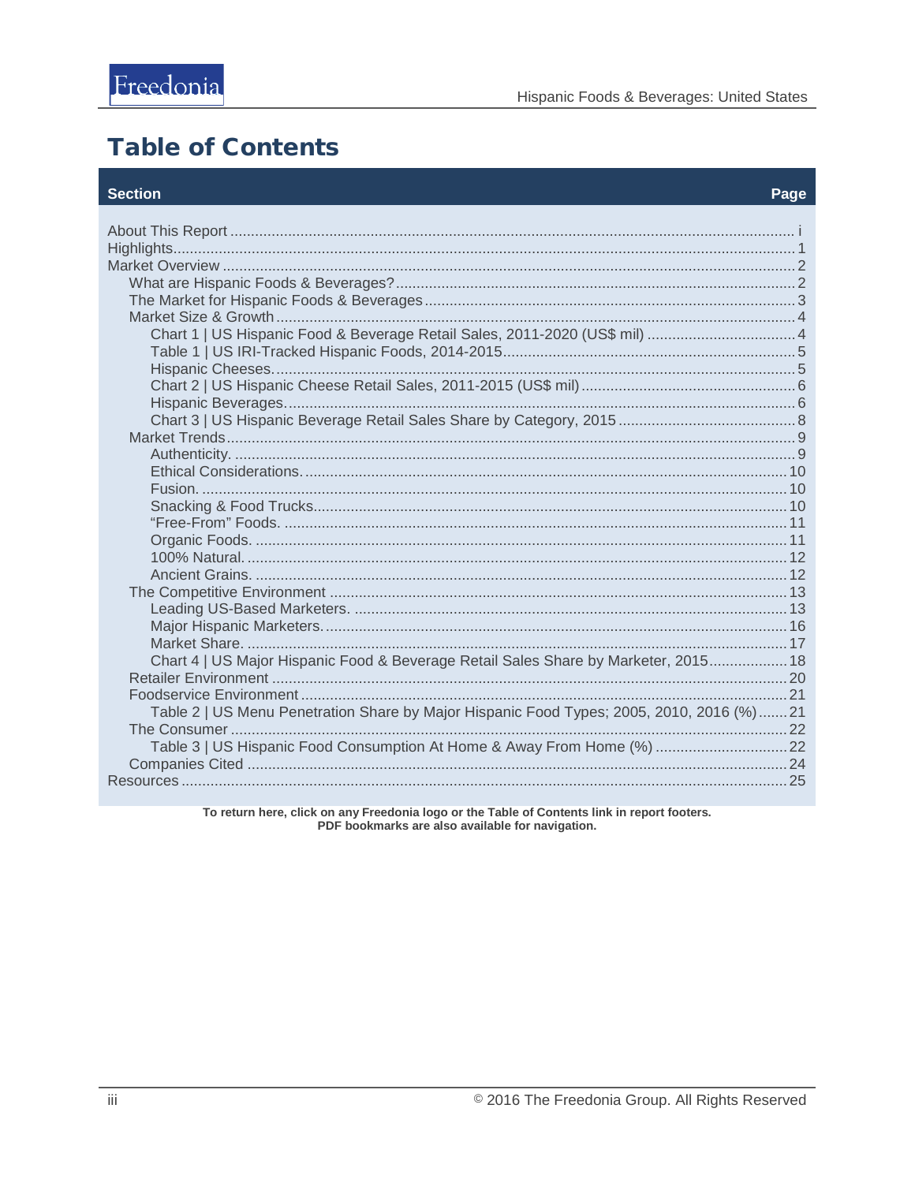# Table of Contents

| Section | Page |
| --- | --- |
| About This Report | i |
| Highlights | 1 |
| Market Overview | 2 |
| What are Hispanic Foods & Beverages? | 2 |
| The Market for Hispanic Foods & Beverages | 3 |
| Market Size & Growth | 4 |
| Chart 1 \| US Hispanic Food & Beverage Retail Sales, 2011-2020 (US$ mil) | 4 |
| Table 1 \| US IRI-Tracked Hispanic Foods, 2014-2015 | 5 |
| Hispanic Cheeses. | 5 |
| Chart 2 \| US Hispanic Cheese Retail Sales, 2011-2015 (US$ mil) | 6 |
| Hispanic Beverages. | 6 |
| Chart 3 \| US Hispanic Beverage Retail Sales Share by Category, 2015 | 8 |
| Market Trends | 9 |
| Authenticity. | 9 |
| Ethical Considerations. | 10 |
| Fusion. | 10 |
| Snacking & Food Trucks | 10 |
| "Free-From" Foods. | 11 |
| Organic Foods. | 11 |
| 100% Natural. | 12 |
| Ancient Grains. | 12 |
| The Competitive Environment | 13 |
| Leading US-Based Marketers. | 13 |
| Major Hispanic Marketers. | 16 |
| Market Share. | 17 |
| Chart 4 \| US Major Hispanic Food & Beverage Retail Sales Share by Marketer, 2015 | 18 |
| Retailer Environment | 20 |
| Foodservice Environment | 21 |
| Table 2 \| US Menu Penetration Share by Major Hispanic Food Types; 2005, 2010, 2016 (%) | 21 |
| The Consumer | 22 |
| Table 3 \| US Hispanic Food Consumption At Home & Away From Home (%) | 22 |
| Companies Cited | 24 |
| Resources | 25 |

**To return here, click on any Freedonia logo or the Table of Contents link in report footers.**
**PDF bookmarks are also available for navigation.**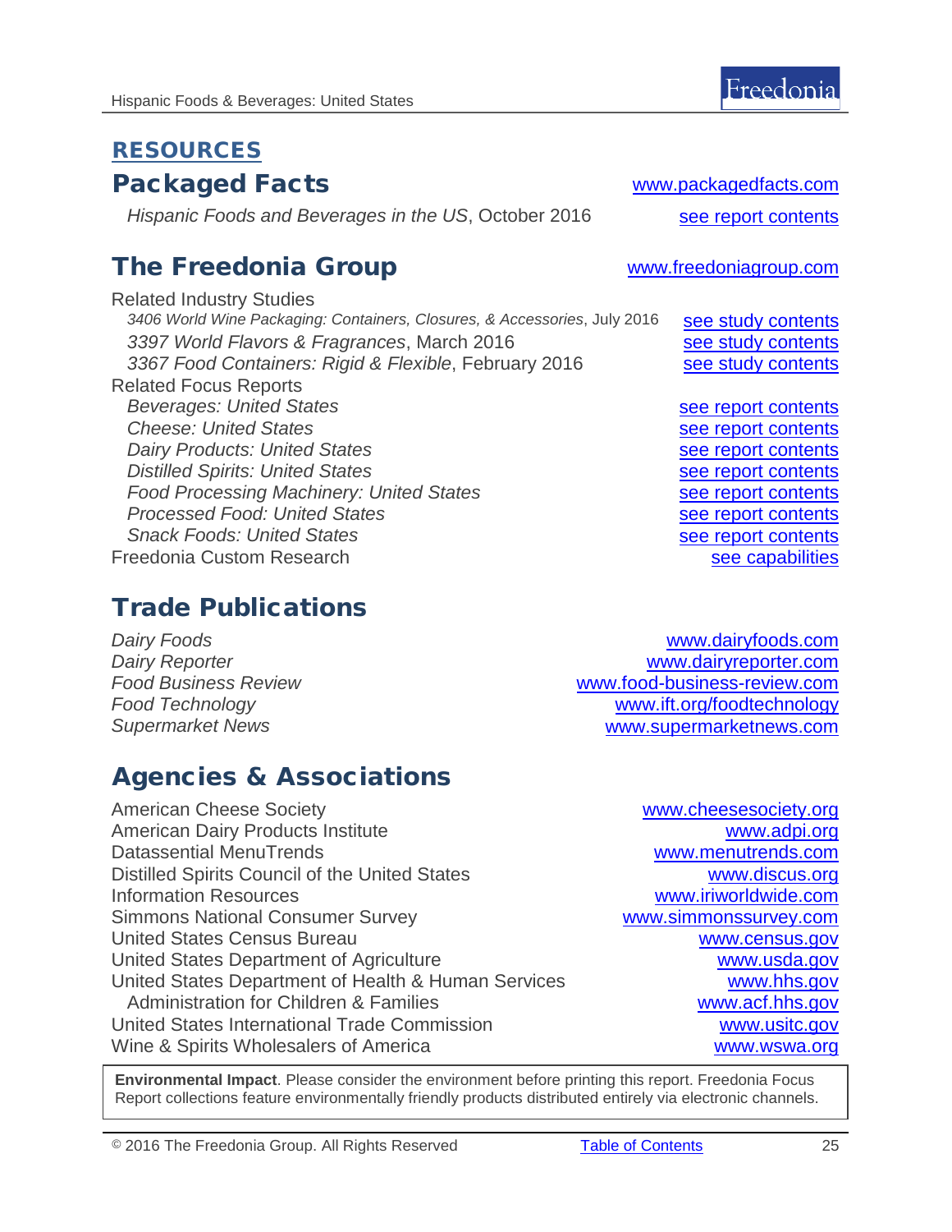## RESOURCES

### Packaged Facts

www.packagedfacts.com

*Hispanic Foods and Beverages in the US*, October 2016 — see report contents

### The Freedonia Group

www.freedoniagroup.com

Related Industry Studies

- *3406 World Wine Packaging: Containers, Closures, & Accessories*, July 2016 — see study contents
- *3397 World Flavors & Fragrances*, March 2016 — see study contents
- *3367 Food Containers: Rigid & Flexible*, February 2016 — see study contents

Related Focus Reports

- *Beverages: United States* — see report contents
- *Cheese: United States* — see report contents
- *Dairy Products: United States* — see report contents
- *Distilled Spirits: United States* — see report contents
- *Food Processing Machinery: United States* — see report contents
- *Processed Food: United States* — see report contents
- *Snack Foods: United States* — see report contents

Freedonia Custom Research — see capabilities

### Trade Publications

| | |
|---|---|
| *Dairy Foods* | www.dairyfoods.com |
| *Dairy Reporter* | www.dairyreporter.com |
| *Food Business Review* | www.food-business-review.com |
| *Food Technology* | www.ift.org/foodtechnology |
| *Supermarket News* | www.supermarketnews.com |

### Agencies & Associations

| | |
|---|---|
| American Cheese Society | www.cheesesociety.org |
| American Dairy Products Institute | www.adpi.org |
| Datassential MenuTrends | www.menutrends.com |
| Distilled Spirits Council of the United States | www.discus.org |
| Information Resources | www.iriworldwide.com |
| Simmons National Consumer Survey | www.simmonssurvey.com |
| United States Census Bureau | www.census.gov |
| United States Department of Agriculture | www.usda.gov |
| United States Department of Health & Human Services | www.hhs.gov |
| Administration for Children & Families | www.acf.hhs.gov |
| United States International Trade Commission | www.usitc.gov |
| Wine & Spirits Wholesalers of America | www.wswa.org |

**Environmental Impact**. Please consider the environment before printing this report. Freedonia Focus Report collections feature environmentally friendly products distributed entirely via electronic channels.

© 2016 The Freedonia Group. All Rights Reserved